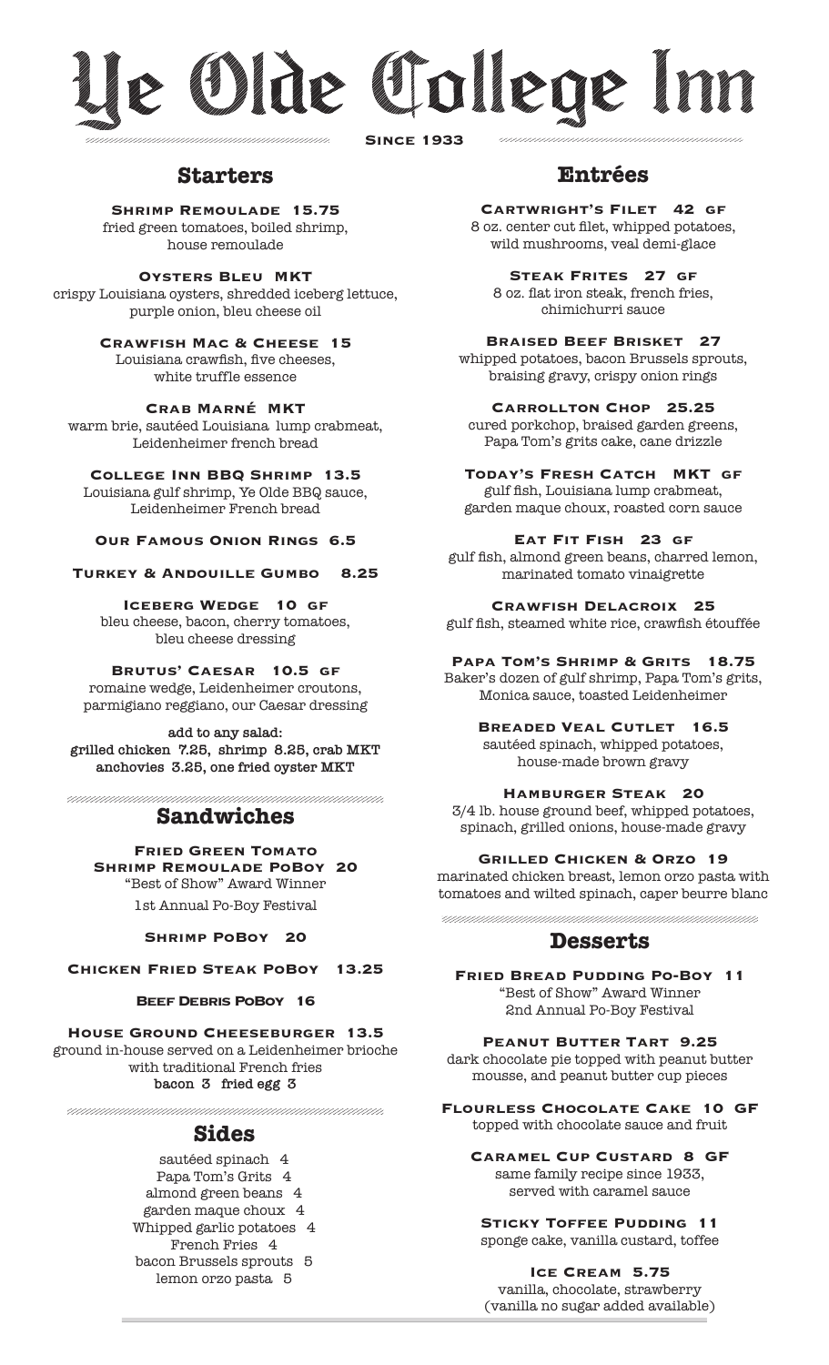# Ye Olde College Inn

**Since 1933**

## Starters

**Shrimp Remoulade 15.75**
fried green tomatoes, boiled shrimp, house remoulade

**Oysters Bleu MKT**
crispy Louisiana oysters, shredded iceberg lettuce, purple onion, bleu cheese oil

**Crawfish Mac & Cheese 15**
Louisiana crawfish, five cheeses, white truffle essence

**Crab Marné MKT**
warm brie, sautéed Louisiana lump crabmeat, Leidenheimer french bread

**College Inn BBQ Shrimp 13.5**
Louisiana gulf shrimp, Ye Olde BBQ sauce, Leidenheimer French bread

**Our Famous Onion Rings 6.5**

**Turkey & Andouille Gumbo 8.25**

**Iceberg Wedge 10 GF**
bleu cheese, bacon, cherry tomatoes, bleu cheese dressing

**Brutus' Caesar 10.5 GF**
romaine wedge, Leidenheimer croutons, parmigiano reggiano, our Caesar dressing

add to any salad:
grilled chicken 7.25, shrimp 8.25, crab MKT
anchovies 3.25, one fried oyster MKT

## Sandwiches

**Fried Green Tomato Shrimp Remoulade PoBoy 20**
"Best of Show" Award Winner
1st Annual Po-Boy Festival

**Shrimp PoBoy 20**

**Chicken Fried Steak PoBoy 13.25**

**Beef Debris PoBoy 16**

**House Ground Cheeseburger 13.5**
ground in-house served on a Leidenheimer brioche with traditional French fries
bacon 3 fried egg 3

## Sides

sautéed spinach 4
Papa Tom's Grits 4
almond green beans 4
garden maque choux 4
Whipped garlic potatoes 4
French Fries 4
bacon Brussels sprouts 5
lemon orzo pasta 5

## Entrées

**Cartwright's Filet 42 GF**
8 oz. center cut filet, whipped potatoes, wild mushrooms, veal demi-glace

**Steak Frites 27 GF**
8 oz. flat iron steak, french fries, chimichurri sauce

**Braised Beef Brisket 27**
whipped potatoes, bacon Brussels sprouts, braising gravy, crispy onion rings

**Carrollton Chop 25.25**
cured porkchop, braised garden greens, Papa Tom's grits cake, cane drizzle

**Today's Fresh Catch MKT GF**
gulf fish, Louisiana lump crabmeat, garden maque choux, roasted corn sauce

**Eat Fit Fish 23 GF**
gulf fish, almond green beans, charred lemon, marinated tomato vinaigrette

**Crawfish Delacroix 25**
gulf fish, steamed white rice, crawfish étouffée

**Papa Tom's Shrimp & Grits 18.75**
Baker's dozen of gulf shrimp, Papa Tom's grits, Monica sauce, toasted Leidenheimer

**Breaded Veal Cutlet 16.5**
sautéed spinach, whipped potatoes, house-made brown gravy

**Hamburger Steak 20**
3/4 lb. house ground beef, whipped potatoes, spinach, grilled onions, house-made gravy

**Grilled Chicken & Orzo 19**
marinated chicken breast, lemon orzo pasta with tomatoes and wilted spinach, caper beurre blanc

## Desserts

**Fried Bread Pudding Po-Boy 11**
"Best of Show" Award Winner
2nd Annual Po-Boy Festival

**Peanut Butter Tart 9.25**
dark chocolate pie topped with peanut butter mousse, and peanut butter cup pieces

**Flourless Chocolate Cake 10 GF**
topped with chocolate sauce and fruit

**Caramel Cup Custard 8 GF**
same family recipe since 1933, served with caramel sauce

**Sticky Toffee Pudding 11**
sponge cake, vanilla custard, toffee

**Ice Cream 5.75**
vanilla, chocolate, strawberry
(vanilla no sugar added available)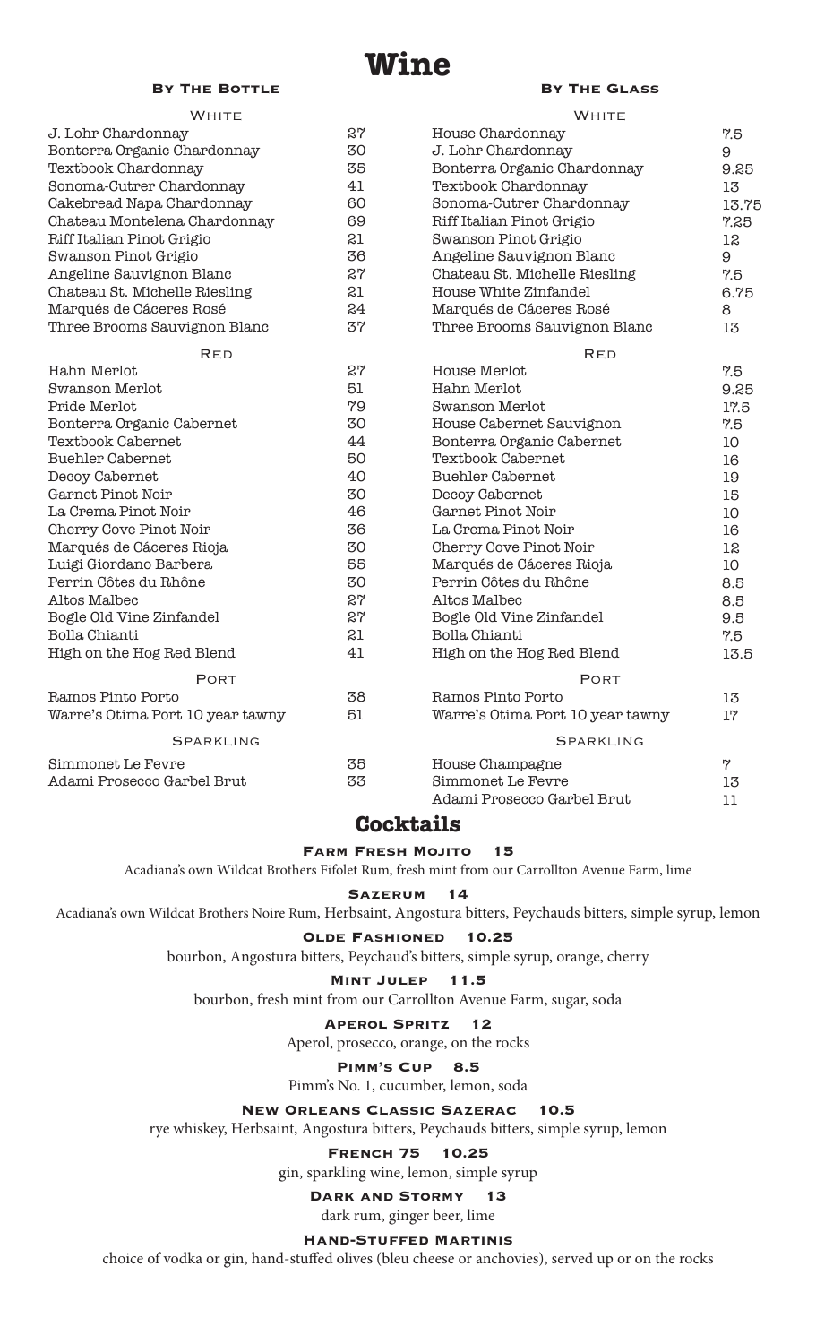# Wine

## By The Bottle

### White

| | |
|---|---|
| J. Lohr Chardonnay | 27 |
| Bonterra Organic Chardonnay | 30 |
| Textbook Chardonnay | 35 |
| Sonoma-Cutrer Chardonnay | 41 |
| Cakebread Napa Chardonnay | 60 |
| Chateau Montelena Chardonnay | 69 |
| Riff Italian Pinot Grigio | 21 |
| Swanson Pinot Grigio | 36 |
| Angeline Sauvignon Blanc | 27 |
| Chateau St. Michelle Riesling | 21 |
| Marqués de Cáceres Rosé | 24 |
| Three Brooms Sauvignon Blanc | 37 |

### Red

| | |
|---|---|
| Hahn Merlot | 27 |
| Swanson Merlot | 51 |
| Pride Merlot | 79 |
| Bonterra Organic Cabernet | 30 |
| Textbook Cabernet | 44 |
| Buehler Cabernet | 50 |
| Decoy Cabernet | 40 |
| Garnet Pinot Noir | 30 |
| La Crema Pinot Noir | 46 |
| Cherry Cove Pinot Noir | 36 |
| Marqués de Cáceres Rioja | 30 |
| Luigi Giordano Barbera | 55 |
| Perrin Côtes du Rhône | 30 |
| Altos Malbec | 27 |
| Bogle Old Vine Zinfandel | 27 |
| Bolla Chianti | 21 |
| High on the Hog Red Blend | 41 |

### Port

| | |
|---|---|
| Ramos Pinto Porto | 38 |
| Warre's Otima Port 10 year tawny | 51 |

### Sparkling

| | |
|---|---|
| Simmonet Le Fevre | 35 |
| Adami Prosecco Garbel Brut | 33 |

## By The Glass

### White

| | |
|---|---|
| House Chardonnay | 7.5 |
| J. Lohr Chardonnay | 9 |
| Bonterra Organic Chardonnay | 9.25 |
| Textbook Chardonnay | 13 |
| Sonoma-Cutrer Chardonnay | 13.75 |
| Riff Italian Pinot Grigio | 7.25 |
| Swanson Pinot Grigio | 12 |
| Angeline Sauvignon Blanc | 9 |
| Chateau St. Michelle Riesling | 7.5 |
| House White Zinfandel | 6.75 |
| Marqués de Cáceres Rosé | 8 |
| Three Brooms Sauvignon Blanc | 13 |

### Red

| | |
|---|---|
| House Merlot | 7.5 |
| Hahn Merlot | 9.25 |
| Swanson Merlot | 17.5 |
| House Cabernet Sauvignon | 7.5 |
| Bonterra Organic Cabernet | 10 |
| Textbook Cabernet | 16 |
| Buehler Cabernet | 19 |
| Decoy Cabernet | 15 |
| Garnet Pinot Noir | 10 |
| La Crema Pinot Noir | 16 |
| Cherry Cove Pinot Noir | 12 |
| Marqués de Cáceres Rioja | 10 |
| Perrin Côtes du Rhône | 8.5 |
| Altos Malbec | 8.5 |
| Bogle Old Vine Zinfandel | 9.5 |
| Bolla Chianti | 7.5 |
| High on the Hog Red Blend | 13.5 |

### Port

| | |
|---|---|
| Ramos Pinto Porto | 13 |
| Warre's Otima Port 10 year tawny | 17 |

### Sparkling

| | |
|---|---|
| House Champagne | 7 |
| Simmonet Le Fevre | 13 |
| Adami Prosecco Garbel Brut | 11 |

# Cocktails

**Farm Fresh Mojito 15**

Acadiana's own Wildcat Brothers Fifolet Rum, fresh mint from our Carrollton Avenue Farm, lime

**Sazerum 14**

Acadiana's own Wildcat Brothers Noire Rum, Herbsaint, Angostura bitters, Peychauds bitters, simple syrup, lemon

**Olde Fashioned 10.25**

bourbon, Angostura bitters, Peychaud's bitters, simple syrup, orange, cherry

**Mint Julep 11.5**

bourbon, fresh mint from our Carrollton Avenue Farm, sugar, soda

**Aperol Spritz 12**

Aperol, prosecco, orange, on the rocks

**Pimm's Cup 8.5**

Pimm's No. 1, cucumber, lemon, soda

**New Orleans Classic Sazerac 10.5**

rye whiskey, Herbsaint, Angostura bitters, Peychauds bitters, simple syrup, lemon

**French 75 10.25**

gin, sparkling wine, lemon, simple syrup

**Dark and Stormy 13**

dark rum, ginger beer, lime

**Hand-Stuffed Martinis**

choice of vodka or gin, hand-stuffed olives (bleu cheese or anchovies), served up or on the rocks